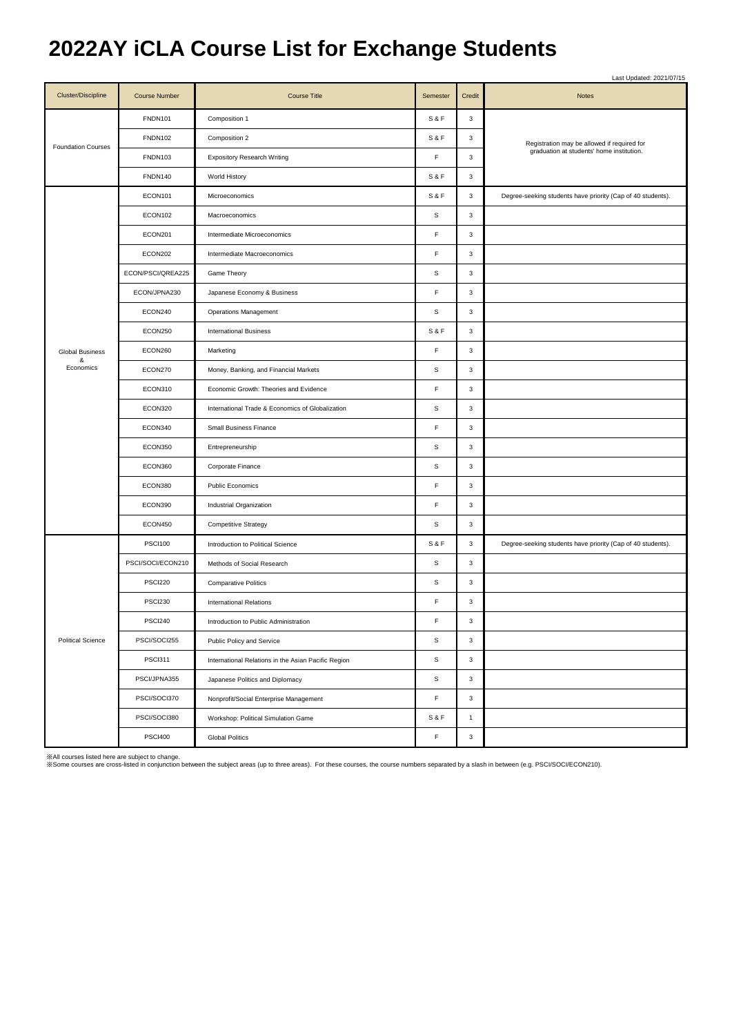# 2022AY iCLA Course List for Exchange Students

Last Updated: 2021/07/15

| Cluster/Discipline | Course Number | Course Title | Semester | Credit | Notes |
|---|---|---|---|---|---|
| Foundation Courses | FNDN101 | Composition 1 | S & F | 3 | Registration may be allowed if required for graduation at students' home institution. |
| | FNDN102 | Composition 2 | S & F | 3 | |
| | FNDN103 | Expository Research Writing | F | 3 | |
| | FNDN140 | World History | S & F | 3 | |
| Global Business & Economics | ECON101 | Microeconomics | S & F | 3 | Degree-seeking students have priority (Cap of 40 students). |
| | ECON102 | Macroeconomics | S | 3 | |
| | ECON201 | Intermediate Microeconomics | F | 3 | |
| | ECON202 | Intermediate Macroeconomics | F | 3 | |
| | ECON/PSCI/QREA225 | Game Theory | S | 3 | |
| | ECON/JPNA230 | Japanese Economy & Business | F | 3 | |
| | ECON240 | Operations Management | S | 3 | |
| | ECON250 | International Business | S & F | 3 | |
| | ECON260 | Marketing | F | 3 | |
| | ECON270 | Money, Banking, and Financial Markets | S | 3 | |
| | ECON310 | Economic Growth: Theories and Evidence | F | 3 | |
| | ECON320 | International Trade & Economics of Globalization | S | 3 | |
| | ECON340 | Small Business Finance | F | 3 | |
| | ECON350 | Entrepreneurship | S | 3 | |
| | ECON360 | Corporate Finance | S | 3 | |
| | ECON380 | Public Economics | F | 3 | |
| | ECON390 | Industrial Organization | F | 3 | |
| | ECON450 | Competitive Strategy | S | 3 | |
| Political Science | PSCI100 | Introduction to Political Science | S & F | 3 | Degree-seeking students have priority (Cap of 40 students). |
| | PSCI/SOCI/ECON210 | Methods of Social Research | S | 3 | |
| | PSCI220 | Comparative Politics | S | 3 | |
| | PSCI230 | International Relations | F | 3 | |
| | PSCI240 | Introduction to Public Administration | F | 3 | |
| | PSCI/SOCI255 | Public Policy and Service | S | 3 | |
| | PSCI311 | International Relations in the Asian Pacific Region | S | 3 | |
| | PSCI/JPNA355 | Japanese Politics and Diplomacy | S | 3 | |
| | PSCI/SOCI370 | Nonprofit/Social Enterprise Management | F | 3 | |
| | PSCI/SOCI380 | Workshop: Political Simulation Game | S & F | 1 | |
| | PSCI400 | Global Politics | F | 3 | |

※All courses listed here are subject to change.
※Some courses are cross-listed in conjunction between the subject areas (up to three areas). For these courses, the course numbers separated by a slash in between (e.g. PSCI/SOCI/ECON210).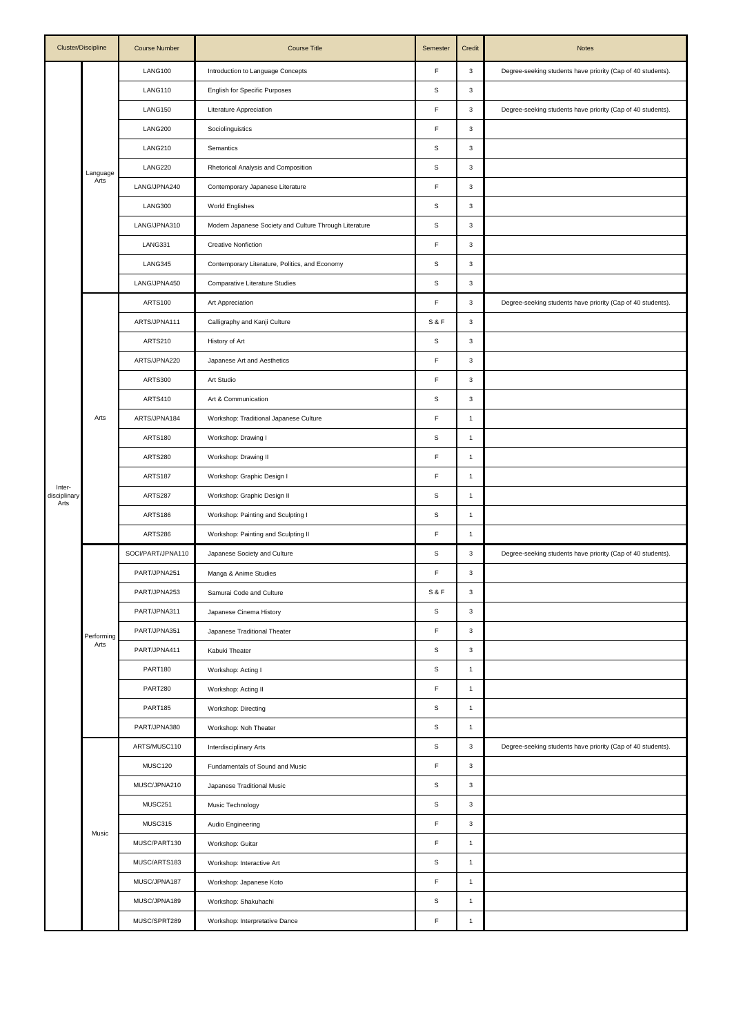| Cluster/Discipline | | Course Number | Course Title | Semester | Credit | Notes |
|---|---|---|---|---|---|---|
| Inter-disciplinary Arts | Language Arts | LANG100 | Introduction to Language Concepts | F | 3 | Degree-seeking students have priority (Cap of 40 students). |
| | | LANG110 | English for Specific Purposes | S | 3 | |
| | | LANG150 | Literature Appreciation | F | 3 | Degree-seeking students have priority (Cap of 40 students). |
| | | LANG200 | Sociolinguistics | F | 3 | |
| | | LANG210 | Semantics | S | 3 | |
| | | LANG220 | Rhetorical Analysis and Composition | S | 3 | |
| | | LANG/JPNA240 | Contemporary Japanese Literature | F | 3 | |
| | | LANG300 | World Englishes | S | 3 | |
| | | LANG/JPNA310 | Modern Japanese Society and Culture Through Literature | S | 3 | |
| | | LANG331 | Creative Nonfiction | F | 3 | |
| | | LANG345 | Contemporary Literature, Politics, and Economy | S | 3 | |
| | | LANG/JPNA450 | Comparative Literature Studies | S | 3 | |
| | Arts | ARTS100 | Art Appreciation | F | 3 | Degree-seeking students have priority (Cap of 40 students). |
| | | ARTS/JPNA111 | Calligraphy and Kanji Culture | S & F | 3 | |
| | | ARTS210 | History of Art | S | 3 | |
| | | ARTS/JPNA220 | Japanese Art and Aesthetics | F | 3 | |
| | | ARTS300 | Art Studio | F | 3 | |
| | | ARTS410 | Art & Communication | S | 3 | |
| | | ARTS/JPNA184 | Workshop: Traditional Japanese Culture | F | 1 | |
| | | ARTS180 | Workshop: Drawing I | S | 1 | |
| | | ARTS280 | Workshop: Drawing II | F | 1 | |
| | | ARTS187 | Workshop: Graphic Design I | F | 1 | |
| | | ARTS287 | Workshop: Graphic Design II | S | 1 | |
| | | ARTS186 | Workshop: Painting and Sculpting I | S | 1 | |
| | | ARTS286 | Workshop: Painting and Sculpting II | F | 1 | |
| | Performing Arts | SOCI/PART/JPNA110 | Japanese Society and Culture | S | 3 | Degree-seeking students have priority (Cap of 40 students). |
| | | PART/JPNA251 | Manga & Anime Studies | F | 3 | |
| | | PART/JPNA253 | Samurai Code and Culture | S & F | 3 | |
| | | PART/JPNA311 | Japanese Cinema History | S | 3 | |
| | | PART/JPNA351 | Japanese Traditional Theater | F | 3 | |
| | | PART/JPNA411 | Kabuki Theater | S | 3 | |
| | | PART180 | Workshop: Acting I | S | 1 | |
| | | PART280 | Workshop: Acting II | F | 1 | |
| | | PART185 | Workshop: Directing | S | 1 | |
| | | PART/JPNA380 | Workshop: Noh Theater | S | 1 | |
| | Music | ARTS/MUSC110 | Interdisciplinary Arts | S | 3 | Degree-seeking students have priority (Cap of 40 students). |
| | | MUSC120 | Fundamentals of Sound and Music | F | 3 | |
| | | MUSC/JPNA210 | Japanese Traditional Music | S | 3 | |
| | | MUSC251 | Music Technology | S | 3 | |
| | | MUSC315 | Audio Engineering | F | 3 | |
| | | MUSC/PART130 | Workshop: Guitar | F | 1 | |
| | | MUSC/ARTS183 | Workshop: Interactive Art | S | 1 | |
| | | MUSC/JPNA187 | Workshop: Japanese Koto | F | 1 | |
| | | MUSC/JPNA189 | Workshop: Shakuhachi | S | 1 | |
| | | MUSC/SPRT289 | Workshop: Interpretative Dance | F | 1 | |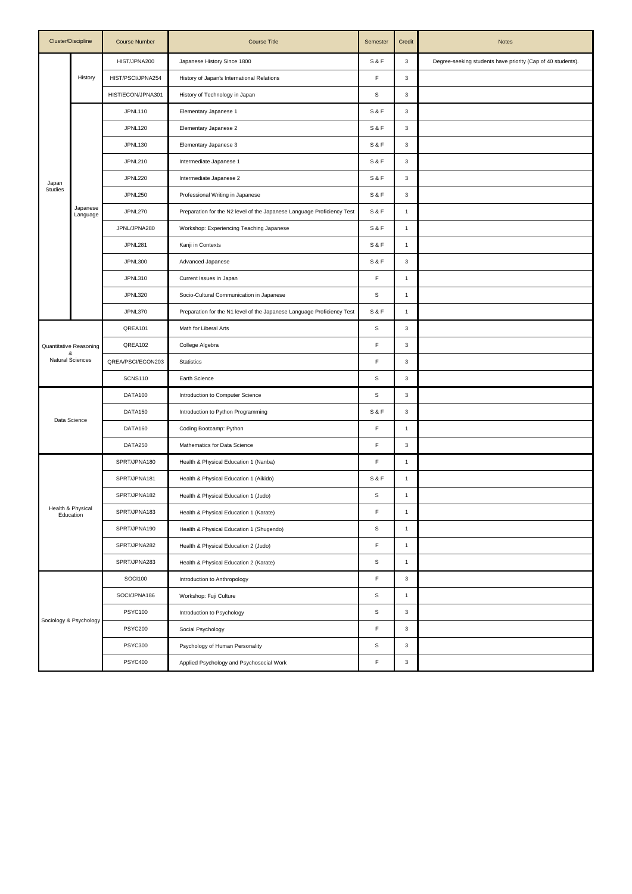| Cluster/Discipline | | Course Number | Course Title | Semester | Credit | Notes |
|---|---|---|---|---|---|---|
| Japan Studies | History | HIST/JPNA200 | Japanese History Since 1800 | S & F | 3 | Degree-seeking students have priority (Cap of 40 students). |
| | | HIST/PSCI/JPNA254 | History of Japan's International Relations | F | 3 | |
| | | HIST/ECON/JPNA301 | History of Technology in Japan | S | 3 | |
| | Japanese Language | JPNL110 | Elementary Japanese 1 | S & F | 3 | |
| | | JPNL120 | Elementary Japanese 2 | S & F | 3 | |
| | | JPNL130 | Elementary Japanese 3 | S & F | 3 | |
| | | JPNL210 | Intermediate Japanese 1 | S & F | 3 | |
| | | JPNL220 | Intermediate Japanese 2 | S & F | 3 | |
| | | JPNL250 | Professional Writing in Japanese | S & F | 3 | |
| | | JPNL270 | Preparation for the N2 level of the Japanese Language Proficiency Test | S & F | 1 | |
| | | JPNL/JPNA280 | Workshop: Experiencing Teaching Japanese | S & F | 1 | |
| | | JPNL281 | Kanji in Contexts | S & F | 1 | |
| | | JPNL300 | Advanced Japanese | S & F | 3 | |
| | | JPNL310 | Current Issues in Japan | F | 1 | |
| | | JPNL320 | Socio-Cultural Communication in Japanese | S | 1 | |
| | | JPNL370 | Preparation for the N1 level of the Japanese Language Proficiency Test | S & F | 1 | |
| Quantitative Reasoning & Natural Sciences | | QREA101 | Math for Liberal Arts | S | 3 | |
| | | QREA102 | College Algebra | F | 3 | |
| | | QREA/PSCI/ECON203 | Statistics | F | 3 | |
| | | SCNS110 | Earth Science | S | 3 | |
| Data Science | | DATA100 | Introduction to Computer Science | S | 3 | |
| | | DATA150 | Introduction to Python Programming | S & F | 3 | |
| | | DATA160 | Coding Bootcamp: Python | F | 1 | |
| | | DATA250 | Mathematics for Data Science | F | 3 | |
| Health & Physical Education | | SPRT/JPNA180 | Health & Physical Education 1 (Nanba) | F | 1 | |
| | | SPRT/JPNA181 | Health & Physical Education 1 (Aikido) | S & F | 1 | |
| | | SPRT/JPNA182 | Health & Physical Education 1 (Judo) | S | 1 | |
| | | SPRT/JPNA183 | Health & Physical Education 1 (Karate) | F | 1 | |
| | | SPRT/JPNA190 | Health & Physical Education 1 (Shugendo) | S | 1 | |
| | | SPRT/JPNA282 | Health & Physical Education 2 (Judo) | F | 1 | |
| | | SPRT/JPNA283 | Health & Physical Education 2 (Karate) | S | 1 | |
| Sociology & Psychology | | SOCI100 | Introduction to Anthropology | F | 3 | |
| | | SOCI/JPNA186 | Workshop: Fuji Culture | S | 1 | |
| | | PSYC100 | Introduction to Psychology | S | 3 | |
| | | PSYC200 | Social Psychology | F | 3 | |
| | | PSYC300 | Psychology of Human Personality | S | 3 | |
| | | PSYC400 | Applied Psychology and Psychosocial Work | F | 3 | |